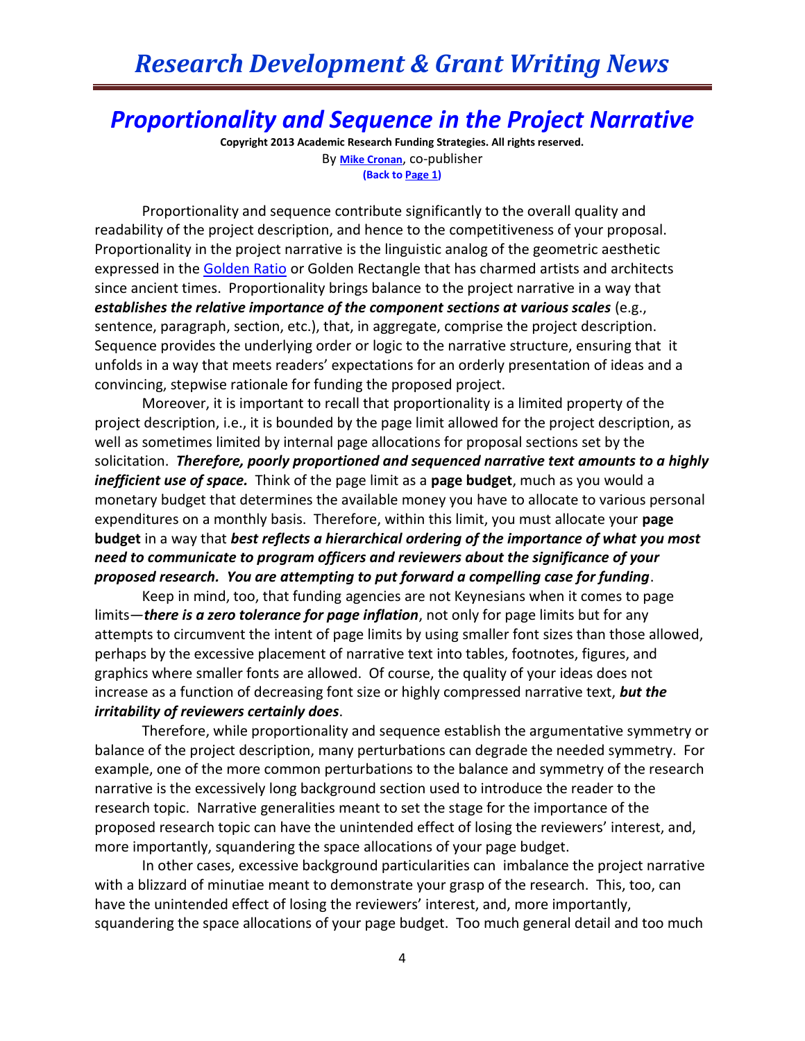# *Proportionality and Sequence in the Project Narrative*

**Copyright 2013 Academic Research Funding Strategies. All rights reserved.**
By **Mike Cronan**, co-publisher
**(Back to Page 1)**

Proportionality and sequence contribute significantly to the overall quality and readability of the project description, and hence to the competitiveness of your proposal. Proportionality in the project narrative is the linguistic analog of the geometric aesthetic expressed in the Golden Ratio or Golden Rectangle that has charmed artists and architects since ancient times. Proportionality brings balance to the project narrative in a way that ***establishes the relative importance of the component sections at various scales*** (e.g., sentence, paragraph, section, etc.), that, in aggregate, comprise the project description. Sequence provides the underlying order or logic to the narrative structure, ensuring that it unfolds in a way that meets readers' expectations for an orderly presentation of ideas and a convincing, stepwise rationale for funding the proposed project.

Moreover, it is important to recall that proportionality is a limited property of the project description, i.e., it is bounded by the page limit allowed for the project description, as well as sometimes limited by internal page allocations for proposal sections set by the solicitation. ***Therefore, poorly proportioned and sequenced narrative text amounts to a highly inefficient use of space.*** Think of the page limit as a **page budget**, much as you would a monetary budget that determines the available money you have to allocate to various personal expenditures on a monthly basis. Therefore, within this limit, you must allocate your **page budget** in a way that ***best reflects a hierarchical ordering of the importance of what you most need to communicate to program officers and reviewers about the significance of your proposed research. You are attempting to put forward a compelling case for funding***.

Keep in mind, too, that funding agencies are not Keynesians when it comes to page limits—***there is a zero tolerance for page inflation***, not only for page limits but for any attempts to circumvent the intent of page limits by using smaller font sizes than those allowed, perhaps by the excessive placement of narrative text into tables, footnotes, figures, and graphics where smaller fonts are allowed. Of course, the quality of your ideas does not increase as a function of decreasing font size or highly compressed narrative text, ***but the irritability of reviewers certainly does***.

Therefore, while proportionality and sequence establish the argumentative symmetry or balance of the project description, many perturbations can degrade the needed symmetry. For example, one of the more common perturbations to the balance and symmetry of the research narrative is the excessively long background section used to introduce the reader to the research topic. Narrative generalities meant to set the stage for the importance of the proposed research topic can have the unintended effect of losing the reviewers' interest, and, more importantly, squandering the space allocations of your page budget.

In other cases, excessive background particularities can imbalance the project narrative with a blizzard of minutiae meant to demonstrate your grasp of the research. This, too, can have the unintended effect of losing the reviewers' interest, and, more importantly, squandering the space allocations of your page budget. Too much general detail and too much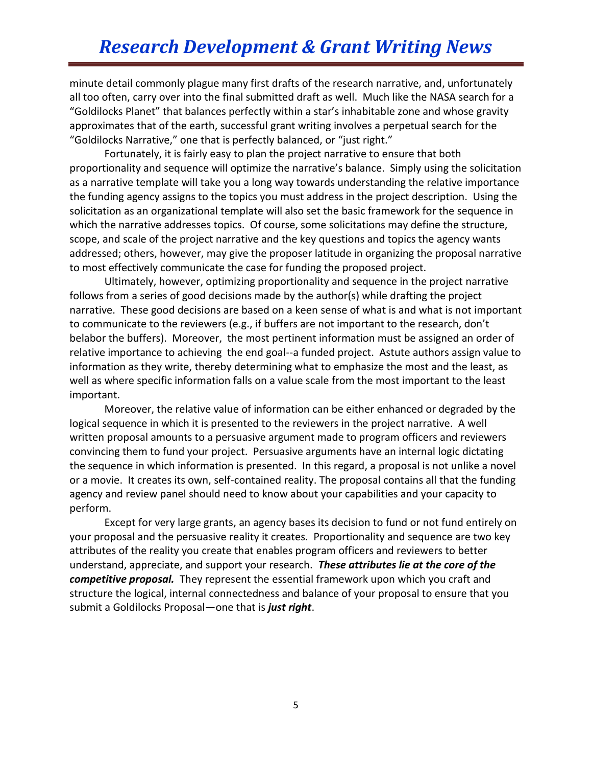minute detail commonly plague many first drafts of the research narrative, and, unfortunately all too often, carry over into the final submitted draft as well. Much like the NASA search for a "Goldilocks Planet" that balances perfectly within a star's inhabitable zone and whose gravity approximates that of the earth, successful grant writing involves a perpetual search for the "Goldilocks Narrative," one that is perfectly balanced, or "just right."

Fortunately, it is fairly easy to plan the project narrative to ensure that both proportionality and sequence will optimize the narrative's balance. Simply using the solicitation as a narrative template will take you a long way towards understanding the relative importance the funding agency assigns to the topics you must address in the project description. Using the solicitation as an organizational template will also set the basic framework for the sequence in which the narrative addresses topics. Of course, some solicitations may define the structure, scope, and scale of the project narrative and the key questions and topics the agency wants addressed; others, however, may give the proposer latitude in organizing the proposal narrative to most effectively communicate the case for funding the proposed project.

Ultimately, however, optimizing proportionality and sequence in the project narrative follows from a series of good decisions made by the author(s) while drafting the project narrative. These good decisions are based on a keen sense of what is and what is not important to communicate to the reviewers (e.g., if buffers are not important to the research, don't belabor the buffers). Moreover, the most pertinent information must be assigned an order of relative importance to achieving the end goal--a funded project. Astute authors assign value to information as they write, thereby determining what to emphasize the most and the least, as well as where specific information falls on a value scale from the most important to the least important.

Moreover, the relative value of information can be either enhanced or degraded by the logical sequence in which it is presented to the reviewers in the project narrative. A well written proposal amounts to a persuasive argument made to program officers and reviewers convincing them to fund your project. Persuasive arguments have an internal logic dictating the sequence in which information is presented. In this regard, a proposal is not unlike a novel or a movie. It creates its own, self-contained reality. The proposal contains all that the funding agency and review panel should need to know about your capabilities and your capacity to perform.

Except for very large grants, an agency bases its decision to fund or not fund entirely on your proposal and the persuasive reality it creates. Proportionality and sequence are two key attributes of the reality you create that enables program officers and reviewers to better understand, appreciate, and support your research. ***These attributes lie at the core of the competitive proposal.*** They represent the essential framework upon which you craft and structure the logical, internal connectedness and balance of your proposal to ensure that you submit a Goldilocks Proposal—one that is ***just right***.